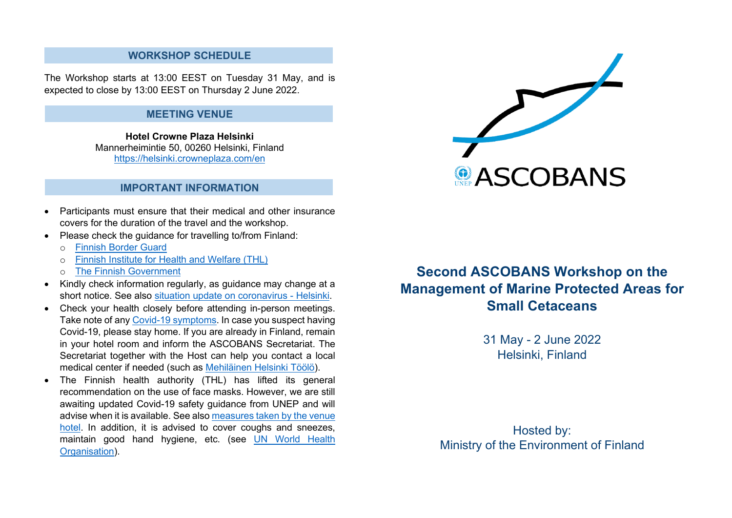## WORKSHOP SCHEDULE

The Workshop starts at 13:00 EEST on Tuesday 31 May, and is expected to close by 13:00 EEST on Thursday 2 June 2022.

## MEETING VENUE

**Hotel Crowne Plaza Helsinki**
Mannerheimintie 50, 00260 Helsinki, Finland
https://helsinki.crowneplaza.com/en

## IMPORTANT INFORMATION

- Participants must ensure that their medical and other insurance covers for the duration of the travel and the workshop.
- Please check the guidance for travelling to/from Finland:
  - Finnish Border Guard
  - Finnish Institute for Health and Welfare (THL)
  - The Finnish Government
- Kindly check information regularly, as guidance may change at a short notice. See also situation update on coronavirus - Helsinki.
- Check your health closely before attending in-person meetings. Take note of any Covid-19 symptoms. In case you suspect having Covid-19, please stay home. If you are already in Finland, remain in your hotel room and inform the ASCOBANS Secretariat. The Secretariat together with the Host can help you contact a local medical center if needed (such as Mehiläinen Helsinki Töölö).
- The Finnish health authority (THL) has lifted its general recommendation on the use of face masks. However, we are still awaiting updated Covid-19 safety guidance from UNEP and will advise when it is available. See also measures taken by the venue hotel. In addition, it is advised to cover coughs and sneezes, maintain good hand hygiene, etc. (see UN World Health Organisation).

UNEP ASCOBANS

# Second ASCOBANS Workshop on the Management of Marine Protected Areas for Small Cetaceans

31 May - 2 June 2022
Helsinki, Finland

Hosted by:
Ministry of the Environment of Finland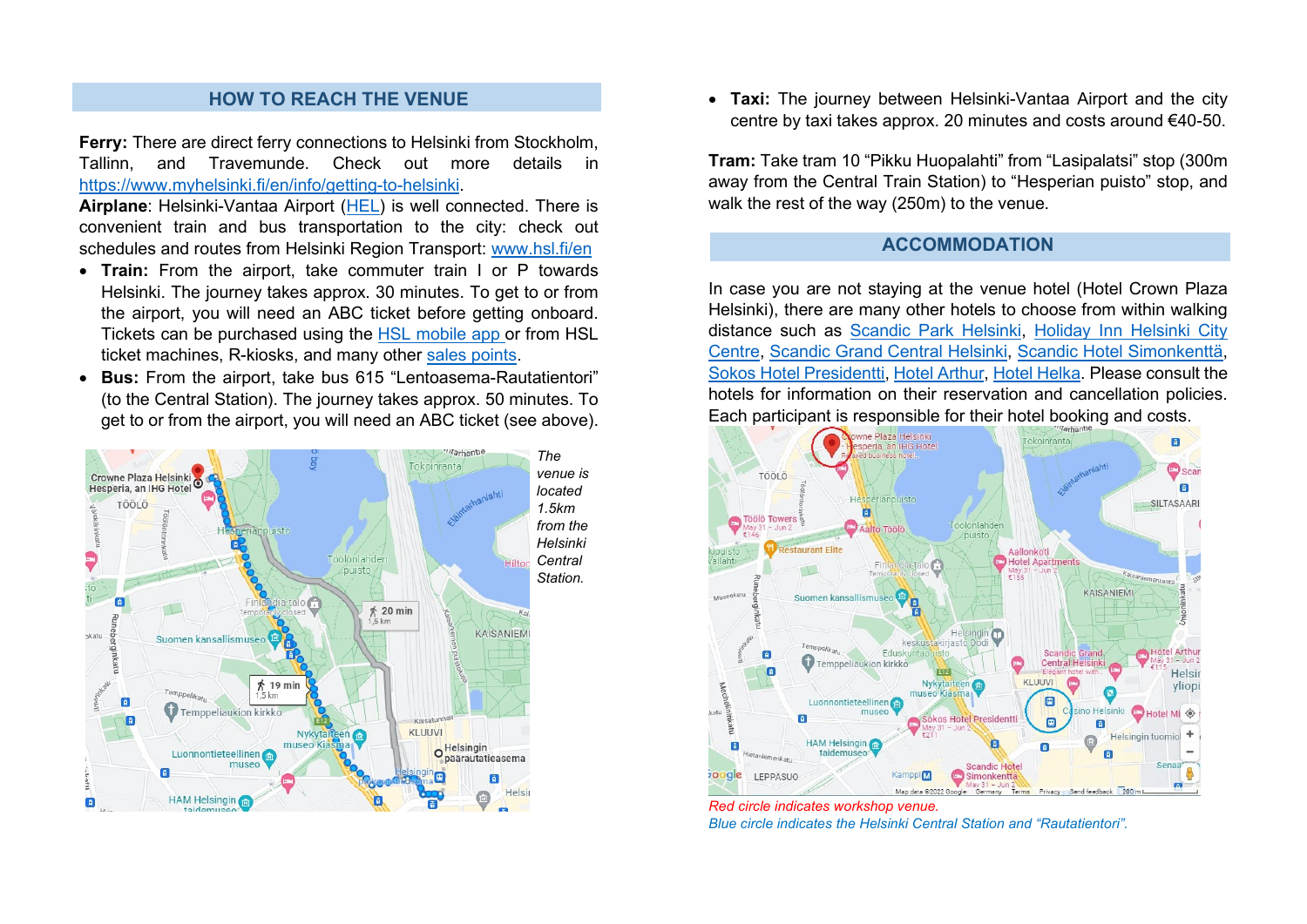## HOW TO REACH THE VENUE

**Ferry:** There are direct ferry connections to Helsinki from Stockholm, Tallinn, and Travemunde. Check out more details in https://www.myhelsinki.fi/en/info/getting-to-helsinki.

**Airplane**: Helsinki-Vantaa Airport (HEL) is well connected. There is convenient train and bus transportation to the city: check out schedules and routes from Helsinki Region Transport: www.hsl.fi/en

- **Train:** From the airport, take commuter train I or P towards Helsinki. The journey takes approx. 30 minutes. To get to or from the airport, you will need an ABC ticket before getting onboard. Tickets can be purchased using the HSL mobile app or from HSL ticket machines, R-kiosks, and many other sales points.
- **Bus:** From the airport, take bus 615 "Lentoasema-Rautatientori" (to the Central Station). The journey takes approx. 50 minutes. To get to or from the airport, you will need an ABC ticket (see above).

*The venue is located 1.5km from the Helsinki Central Station.*

- **Taxi:** The journey between Helsinki-Vantaa Airport and the city centre by taxi takes approx. 20 minutes and costs around €40-50.

**Tram:** Take tram 10 "Pikku Huopalahti" from "Lasipalatsi" stop (300m away from the Central Train Station) to "Hesperian puisto" stop, and walk the rest of the way (250m) to the venue.

## ACCOMMODATION

In case you are not staying at the venue hotel (Hotel Crown Plaza Helsinki), there are many other hotels to choose from within walking distance such as Scandic Park Helsinki, Holiday Inn Helsinki City Centre, Scandic Grand Central Helsinki, Scandic Hotel Simonkenttä, Sokos Hotel Presidentti, Hotel Arthur, Hotel Helka. Please consult the hotels for information on their reservation and cancellation policies. Each participant is responsible for their hotel booking and costs.

*Red circle indicates workshop venue.*

*Blue circle indicates the Helsinki Central Station and "Rautatientori".*